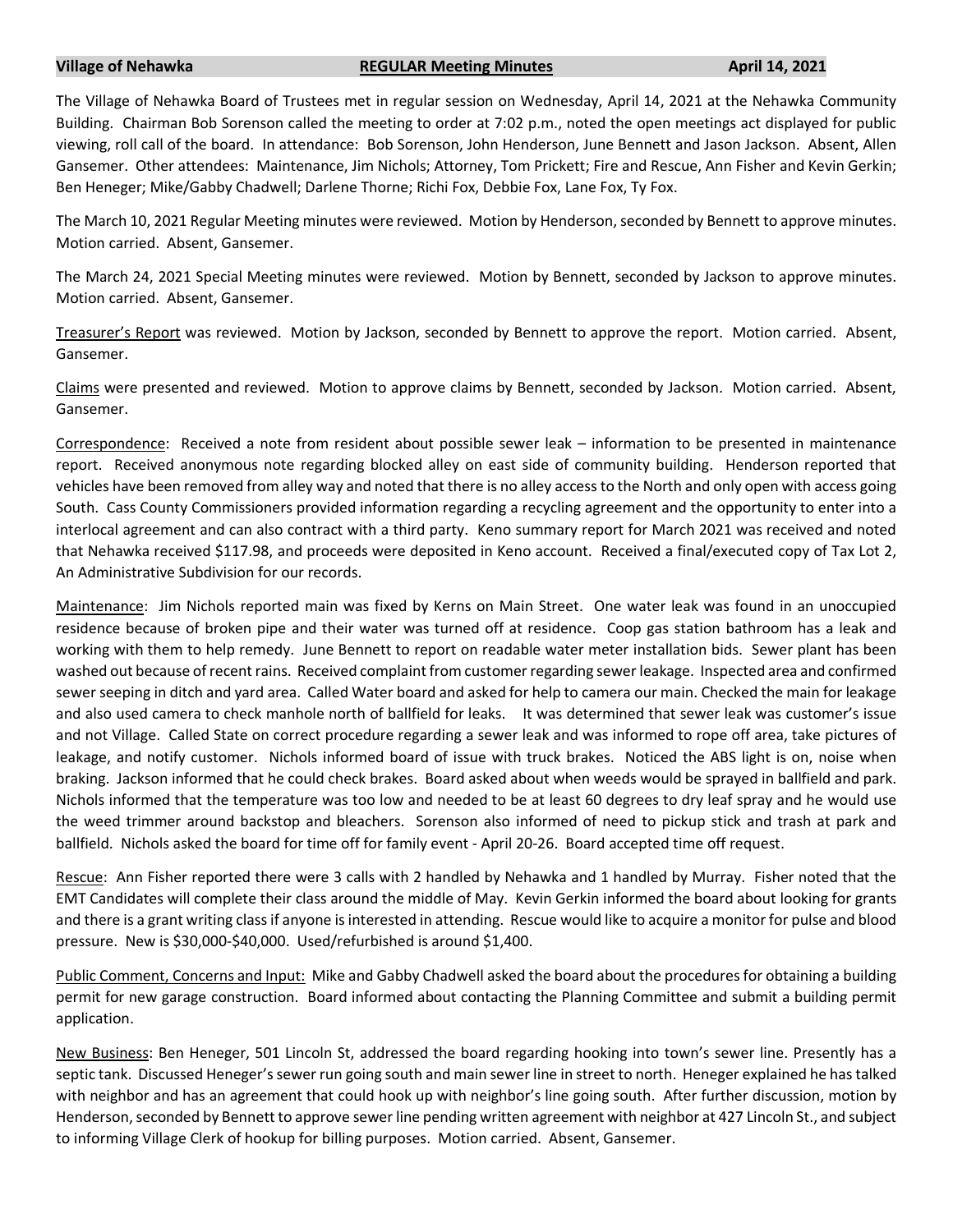**Village of Nehawka** **REGULAR Meeting Minutes** **April 14, 2021**

The Village of Nehawka Board of Trustees met in regular session on Wednesday, April 14, 2021 at the Nehawka Community Building. Chairman Bob Sorenson called the meeting to order at 7:02 p.m., noted the open meetings act displayed for public viewing, roll call of the board. In attendance: Bob Sorenson, John Henderson, June Bennett and Jason Jackson. Absent, Allen Gansemer. Other attendees: Maintenance, Jim Nichols; Attorney, Tom Prickett; Fire and Rescue, Ann Fisher and Kevin Gerkin; Ben Heneger; Mike/Gabby Chadwell; Darlene Thorne; Richi Fox, Debbie Fox, Lane Fox, Ty Fox.

The March 10, 2021 Regular Meeting minutes were reviewed. Motion by Henderson, seconded by Bennett to approve minutes. Motion carried. Absent, Gansemer.

The March 24, 2021 Special Meeting minutes were reviewed. Motion by Bennett, seconded by Jackson to approve minutes. Motion carried. Absent, Gansemer.

<u>Treasurer's Report</u> was reviewed. Motion by Jackson, seconded by Bennett to approve the report. Motion carried. Absent, Gansemer.

<u>Claims</u> were presented and reviewed. Motion to approve claims by Bennett, seconded by Jackson. Motion carried. Absent, Gansemer.

<u>Correspondence</u>: Received a note from resident about possible sewer leak – information to be presented in maintenance report. Received anonymous note regarding blocked alley on east side of community building. Henderson reported that vehicles have been removed from alley way and noted that there is no alley access to the North and only open with access going South. Cass County Commissioners provided information regarding a recycling agreement and the opportunity to enter into a interlocal agreement and can also contract with a third party. Keno summary report for March 2021 was received and noted that Nehawka received $117.98, and proceeds were deposited in Keno account. Received a final/executed copy of Tax Lot 2, An Administrative Subdivision for our records.

<u>Maintenance</u>: Jim Nichols reported main was fixed by Kerns on Main Street. One water leak was found in an unoccupied residence because of broken pipe and their water was turned off at residence. Coop gas station bathroom has a leak and working with them to help remedy. June Bennett to report on readable water meter installation bids. Sewer plant has been washed out because of recent rains. Received complaint from customer regarding sewer leakage. Inspected area and confirmed sewer seeping in ditch and yard area. Called Water board and asked for help to camera our main. Checked the main for leakage and also used camera to check manhole north of ballfield for leaks. It was determined that sewer leak was customer's issue and not Village. Called State on correct procedure regarding a sewer leak and was informed to rope off area, take pictures of leakage, and notify customer. Nichols informed board of issue with truck brakes. Noticed the ABS light is on, noise when braking. Jackson informed that he could check brakes. Board asked about when weeds would be sprayed in ballfield and park. Nichols informed that the temperature was too low and needed to be at least 60 degrees to dry leaf spray and he would use the weed trimmer around backstop and bleachers. Sorenson also informed of need to pickup stick and trash at park and ballfield. Nichols asked the board for time off for family event - April 20-26. Board accepted time off request.

<u>Rescue</u>: Ann Fisher reported there were 3 calls with 2 handled by Nehawka and 1 handled by Murray. Fisher noted that the EMT Candidates will complete their class around the middle of May. Kevin Gerkin informed the board about looking for grants and there is a grant writing class if anyone is interested in attending. Rescue would like to acquire a monitor for pulse and blood pressure. New is $30,000-$40,000. Used/refurbished is around $1,400.

<u>Public Comment, Concerns and Input:</u> Mike and Gabby Chadwell asked the board about the procedures for obtaining a building permit for new garage construction. Board informed about contacting the Planning Committee and submit a building permit application.

<u>New Business</u>: Ben Heneger, 501 Lincoln St, addressed the board regarding hooking into town's sewer line. Presently has a septic tank. Discussed Heneger's sewer run going south and main sewer line in street to north. Heneger explained he has talked with neighbor and has an agreement that could hook up with neighbor's line going south. After further discussion, motion by Henderson, seconded by Bennett to approve sewer line pending written agreement with neighbor at 427 Lincoln St., and subject to informing Village Clerk of hookup for billing purposes. Motion carried. Absent, Gansemer.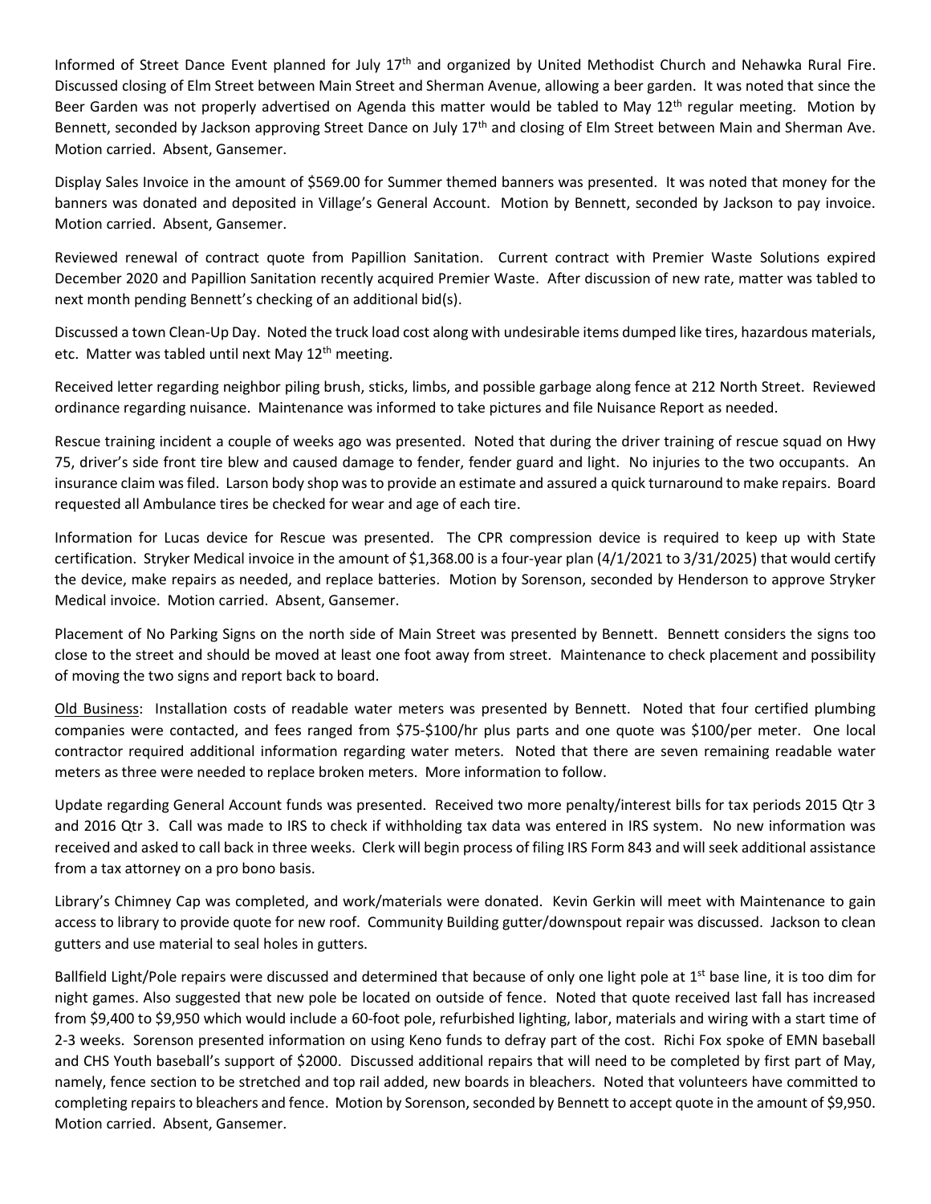Informed of Street Dance Event planned for July 17th and organized by United Methodist Church and Nehawka Rural Fire. Discussed closing of Elm Street between Main Street and Sherman Avenue, allowing a beer garden. It was noted that since the Beer Garden was not properly advertised on Agenda this matter would be tabled to May 12th regular meeting. Motion by Bennett, seconded by Jackson approving Street Dance on July 17th and closing of Elm Street between Main and Sherman Ave. Motion carried. Absent, Gansemer.

Display Sales Invoice in the amount of $569.00 for Summer themed banners was presented. It was noted that money for the banners was donated and deposited in Village's General Account. Motion by Bennett, seconded by Jackson to pay invoice. Motion carried. Absent, Gansemer.

Reviewed renewal of contract quote from Papillion Sanitation. Current contract with Premier Waste Solutions expired December 2020 and Papillion Sanitation recently acquired Premier Waste. After discussion of new rate, matter was tabled to next month pending Bennett's checking of an additional bid(s).

Discussed a town Clean-Up Day. Noted the truck load cost along with undesirable items dumped like tires, hazardous materials, etc. Matter was tabled until next May 12th meeting.

Received letter regarding neighbor piling brush, sticks, limbs, and possible garbage along fence at 212 North Street. Reviewed ordinance regarding nuisance. Maintenance was informed to take pictures and file Nuisance Report as needed.

Rescue training incident a couple of weeks ago was presented. Noted that during the driver training of rescue squad on Hwy 75, driver's side front tire blew and caused damage to fender, fender guard and light. No injuries to the two occupants. An insurance claim was filed. Larson body shop was to provide an estimate and assured a quick turnaround to make repairs. Board requested all Ambulance tires be checked for wear and age of each tire.

Information for Lucas device for Rescue was presented. The CPR compression device is required to keep up with State certification. Stryker Medical invoice in the amount of $1,368.00 is a four-year plan (4/1/2021 to 3/31/2025) that would certify the device, make repairs as needed, and replace batteries. Motion by Sorenson, seconded by Henderson to approve Stryker Medical invoice. Motion carried. Absent, Gansemer.

Placement of No Parking Signs on the north side of Main Street was presented by Bennett. Bennett considers the signs too close to the street and should be moved at least one foot away from street. Maintenance to check placement and possibility of moving the two signs and report back to board.

Old Business: Installation costs of readable water meters was presented by Bennett. Noted that four certified plumbing companies were contacted, and fees ranged from $75-$100/hr plus parts and one quote was $100/per meter. One local contractor required additional information regarding water meters. Noted that there are seven remaining readable water meters as three were needed to replace broken meters. More information to follow.

Update regarding General Account funds was presented. Received two more penalty/interest bills for tax periods 2015 Qtr 3 and 2016 Qtr 3. Call was made to IRS to check if withholding tax data was entered in IRS system. No new information was received and asked to call back in three weeks. Clerk will begin process of filing IRS Form 843 and will seek additional assistance from a tax attorney on a pro bono basis.

Library's Chimney Cap was completed, and work/materials were donated. Kevin Gerkin will meet with Maintenance to gain access to library to provide quote for new roof. Community Building gutter/downspout repair was discussed. Jackson to clean gutters and use material to seal holes in gutters.

Ballfield Light/Pole repairs were discussed and determined that because of only one light pole at 1st base line, it is too dim for night games. Also suggested that new pole be located on outside of fence. Noted that quote received last fall has increased from $9,400 to $9,950 which would include a 60-foot pole, refurbished lighting, labor, materials and wiring with a start time of 2-3 weeks. Sorenson presented information on using Keno funds to defray part of the cost. Richi Fox spoke of EMN baseball and CHS Youth baseball's support of $2000. Discussed additional repairs that will need to be completed by first part of May, namely, fence section to be stretched and top rail added, new boards in bleachers. Noted that volunteers have committed to completing repairs to bleachers and fence. Motion by Sorenson, seconded by Bennett to accept quote in the amount of $9,950. Motion carried. Absent, Gansemer.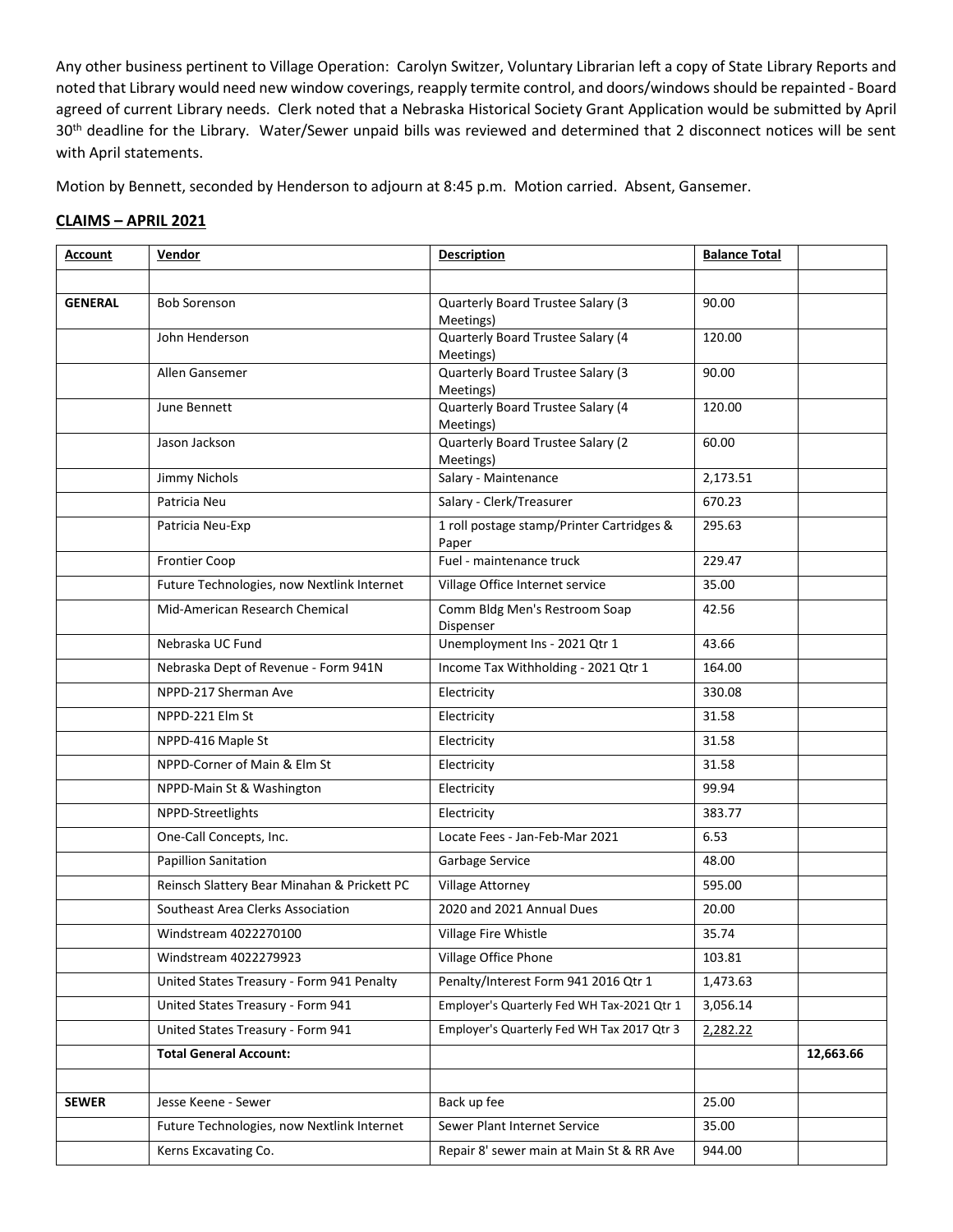Any other business pertinent to Village Operation: Carolyn Switzer, Voluntary Librarian left a copy of State Library Reports and noted that Library would need new window coverings, reapply termite control, and doors/windows should be repainted - Board agreed of current Library needs. Clerk noted that a Nebraska Historical Society Grant Application would be submitted by April 30th deadline for the Library. Water/Sewer unpaid bills was reviewed and determined that 2 disconnect notices will be sent with April statements.

Motion by Bennett, seconded by Henderson to adjourn at 8:45 p.m. Motion carried. Absent, Gansemer.

## CLAIMS – APRIL 2021

| Account | Vendor | Description | Balance Total | |
|---|---|---|---|---|
| | | | | |
| GENERAL | Bob Sorenson | Quarterly Board Trustee Salary (3 Meetings) | 90.00 | |
| | John Henderson | Quarterly Board Trustee Salary (4 Meetings) | 120.00 | |
| | Allen Gansemer | Quarterly Board Trustee Salary (3 Meetings) | 90.00 | |
| | June Bennett | Quarterly Board Trustee Salary (4 Meetings) | 120.00 | |
| | Jason Jackson | Quarterly Board Trustee Salary (2 Meetings) | 60.00 | |
| | Jimmy Nichols | Salary - Maintenance | 2,173.51 | |
| | Patricia Neu | Salary - Clerk/Treasurer | 670.23 | |
| | Patricia Neu-Exp | 1 roll postage stamp/Printer Cartridges & Paper | 295.63 | |
| | Frontier Coop | Fuel - maintenance truck | 229.47 | |
| | Future Technologies, now Nextlink Internet | Village Office Internet service | 35.00 | |
| | Mid-American Research Chemical | Comm Bldg Men's Restroom Soap Dispenser | 42.56 | |
| | Nebraska UC Fund | Unemployment Ins - 2021 Qtr 1 | 43.66 | |
| | Nebraska Dept of Revenue - Form 941N | Income Tax Withholding - 2021 Qtr 1 | 164.00 | |
| | NPPD-217 Sherman Ave | Electricity | 330.08 | |
| | NPPD-221 Elm St | Electricity | 31.58 | |
| | NPPD-416 Maple St | Electricity | 31.58 | |
| | NPPD-Corner of Main & Elm St | Electricity | 31.58 | |
| | NPPD-Main St & Washington | Electricity | 99.94 | |
| | NPPD-Streetlights | Electricity | 383.77 | |
| | One-Call Concepts, Inc. | Locate Fees - Jan-Feb-Mar 2021 | 6.53 | |
| | Papillion Sanitation | Garbage Service | 48.00 | |
| | Reinsch Slattery Bear Minahan & Prickett PC | Village Attorney | 595.00 | |
| | Southeast Area Clerks Association | 2020 and 2021 Annual Dues | 20.00 | |
| | Windstream 4022270100 | Village Fire Whistle | 35.74 | |
| | Windstream 4022279923 | Village Office Phone | 103.81 | |
| | United States Treasury - Form 941 Penalty | Penalty/Interest Form 941 2016 Qtr 1 | 1,473.63 | |
| | United States Treasury - Form 941 | Employer's Quarterly Fed WH Tax-2021 Qtr 1 | 3,056.14 | |
| | United States Treasury - Form 941 | Employer's Quarterly Fed WH Tax 2017 Qtr 3 | 2,282.22 | |
| | **Total General Account:** | | | 12,663.66 |
| | | | | |
| SEWER | Jesse Keene - Sewer | Back up fee | 25.00 | |
| | Future Technologies, now Nextlink Internet | Sewer Plant Internet Service | 35.00 | |
| | Kerns Excavating Co. | Repair 8' sewer main at Main St & RR Ave | 944.00 | |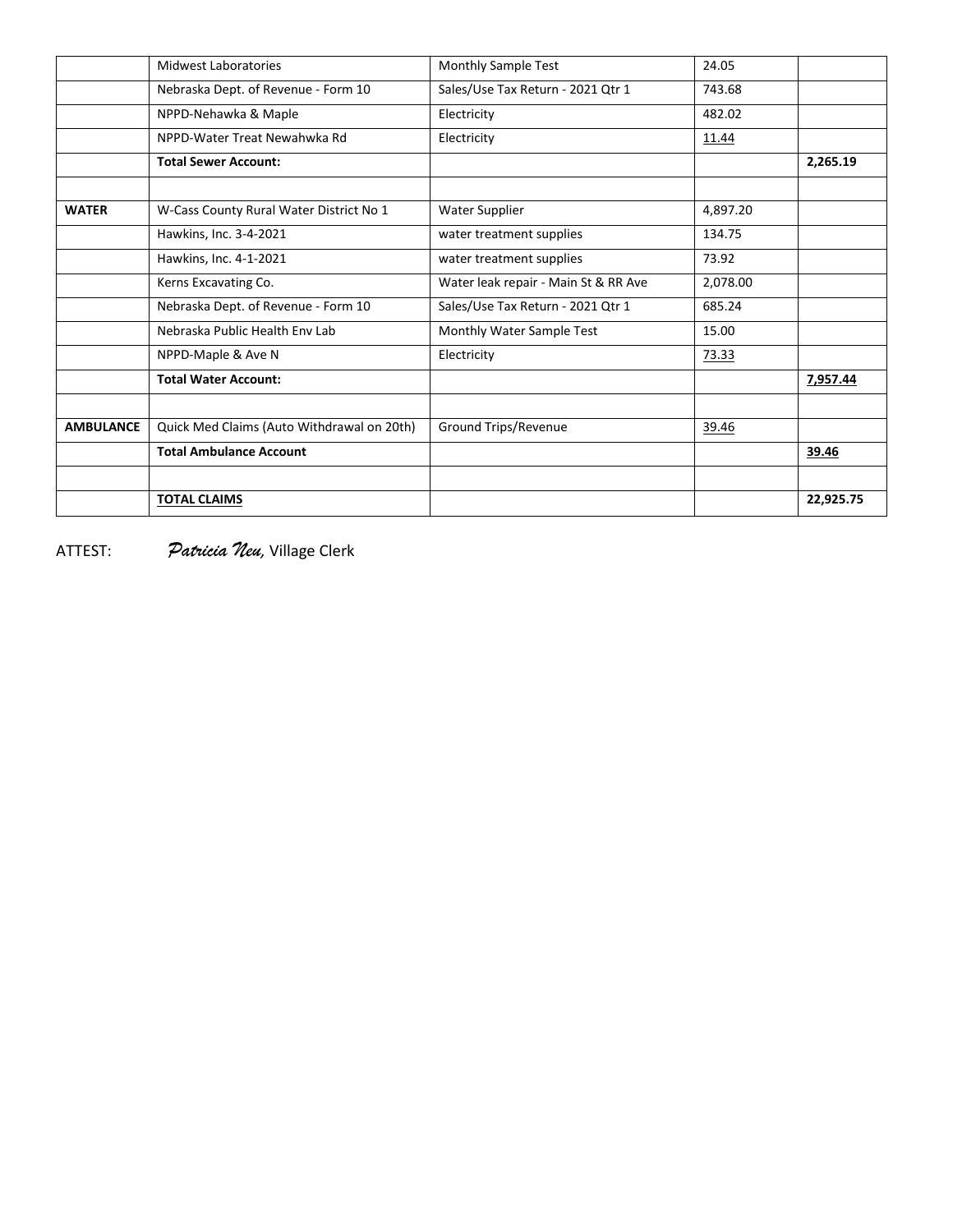| | | | | |
|---|---|---|---|---|
| | Midwest Laboratories | Monthly Sample Test | 24.05 | |
| | Nebraska Dept. of Revenue - Form 10 | Sales/Use Tax Return - 2021 Qtr 1 | 743.68 | |
| | NPPD-Nehawka & Maple | Electricity | 482.02 | |
| | NPPD-Water Treat Newahwka Rd | Electricity | 11.44 | |
| | **Total Sewer Account:** | | | **2,265.19** |
| | | | | |
| **WATER** | W-Cass County Rural Water District No 1 | Water Supplier | 4,897.20 | |
| | Hawkins, Inc. 3-4-2021 | water treatment supplies | 134.75 | |
| | Hawkins, Inc. 4-1-2021 | water treatment supplies | 73.92 | |
| | Kerns Excavating Co. | Water leak repair - Main St & RR Ave | 2,078.00 | |
| | Nebraska Dept. of Revenue - Form 10 | Sales/Use Tax Return - 2021 Qtr 1 | 685.24 | |
| | Nebraska Public Health Env Lab | Monthly Water Sample Test | 15.00 | |
| | NPPD-Maple & Ave N | Electricity | 73.33 | |
| | **Total Water Account:** | | | **7,957.44** |
| | | | | |
| **AMBULANCE** | Quick Med Claims (Auto Withdrawal on 20th) | Ground Trips/Revenue | 39.46 | |
| | **Total Ambulance Account** | | | **39.46** |
| | | | | |
| | **TOTAL CLAIMS** | | | **22,925.75** |

ATTEST: *Patricia Neu,* Village Clerk